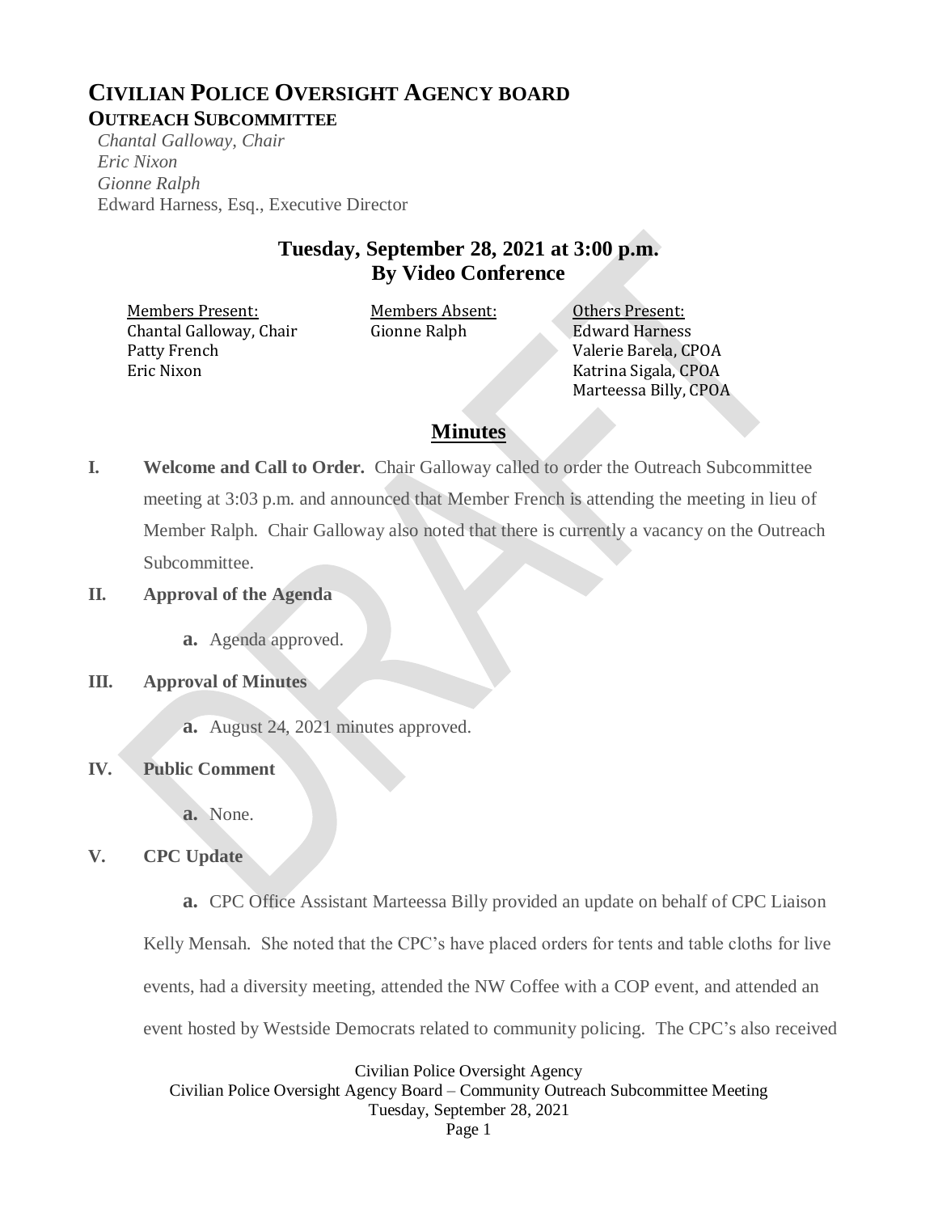# CIVILIAN POLICE OVERSIGHT AGENCY BOARD

## OUTREACH SUBCOMMITTEE

*Chantal Galloway, Chair*
*Eric Nixon*
*Gionne Ralph*
Edward Harness, Esq., Executive Director

### Tuesday, September 28, 2021 at 3:00 p.m.
### By Video Conference

| Members Present: | Members Absent: | Others Present: |
|---|---|---|
| Chantal Galloway, Chair | Gionne Ralph | Edward Harness |
| Patty French | | Valerie Barela, CPOA |
| Eric Nixon | | Katrina Sigala, CPOA |
| | | Marteessa Billy, CPOA |

## Minutes

**I. Welcome and Call to Order.** Chair Galloway called to order the Outreach Subcommittee meeting at 3:03 p.m. and announced that Member French is attending the meeting in lieu of Member Ralph. Chair Galloway also noted that there is currently a vacancy on the Outreach Subcommittee.

**II. Approval of the Agenda**

**a.** Agenda approved.

**III. Approval of Minutes**

**a.** August 24, 2021 minutes approved.

**IV. Public Comment**

**a.** None.

**V. CPC Update**

**a.** CPC Office Assistant Marteessa Billy provided an update on behalf of CPC Liaison Kelly Mensah. She noted that the CPC's have placed orders for tents and table cloths for live events, had a diversity meeting, attended the NW Coffee with a COP event, and attended an event hosted by Westside Democrats related to community policing. The CPC's also received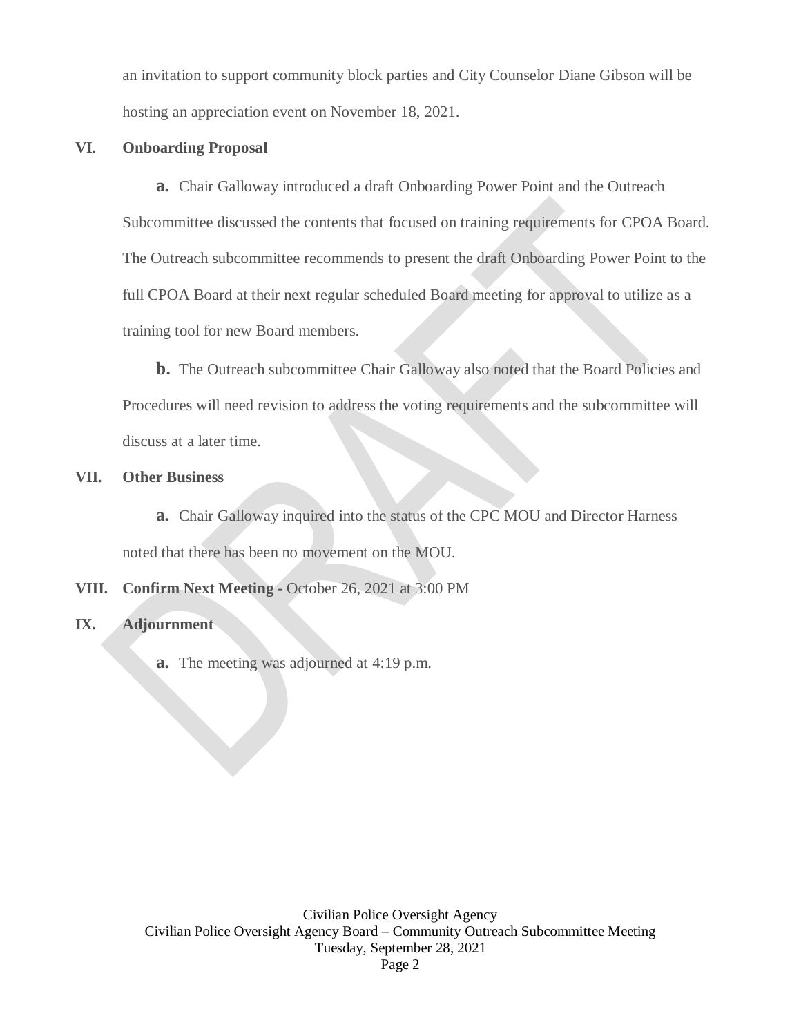an invitation to support community block parties and City Counselor Diane Gibson will be hosting an appreciation event on November 18, 2021.

**VI. Onboarding Proposal**

**a.** Chair Galloway introduced a draft Onboarding Power Point and the Outreach Subcommittee discussed the contents that focused on training requirements for CPOA Board. The Outreach subcommittee recommends to present the draft Onboarding Power Point to the full CPOA Board at their next regular scheduled Board meeting for approval to utilize as a training tool for new Board members.

**b.** The Outreach subcommittee Chair Galloway also noted that the Board Policies and Procedures will need revision to address the voting requirements and the subcommittee will discuss at a later time.

**VII. Other Business**

**a.** Chair Galloway inquired into the status of the CPC MOU and Director Harness noted that there has been no movement on the MOU.

**VIII. Confirm Next Meeting -** October 26, 2021 at 3:00 PM

**IX. Adjournment**

**a.** The meeting was adjourned at 4:19 p.m.